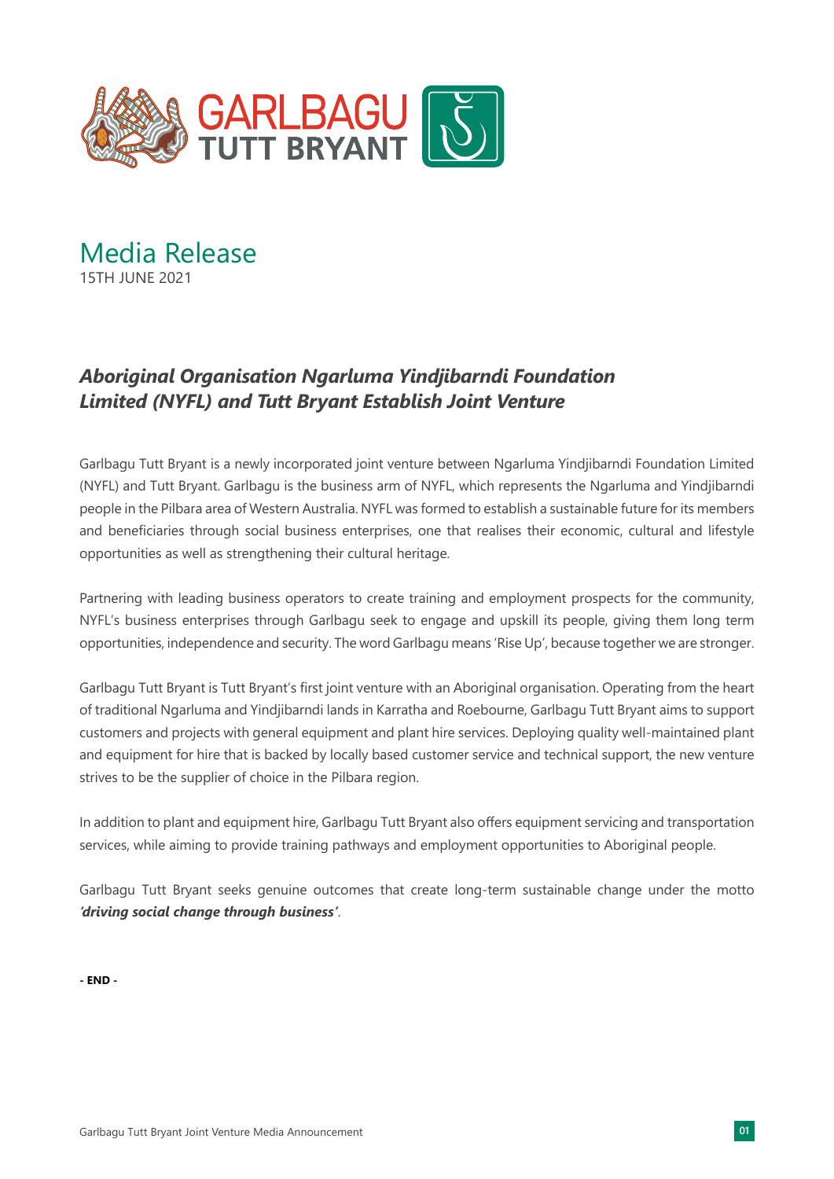GARLBAGU TUTT BRYANT

# Media Release

15TH JUNE 2021

## *Aboriginal Organisation Ngarluma Yindjibarndi Foundation Limited (NYFL) and Tutt Bryant Establish Joint Venture*

Garlbagu Tutt Bryant is a newly incorporated joint venture between Ngarluma Yindjibarndi Foundation Limited (NYFL) and Tutt Bryant. Garlbagu is the business arm of NYFL, which represents the Ngarluma and Yindjibarndi people in the Pilbara area of Western Australia. NYFL was formed to establish a sustainable future for its members and beneficiaries through social business enterprises, one that realises their economic, cultural and lifestyle opportunities as well as strengthening their cultural heritage.

Partnering with leading business operators to create training and employment prospects for the community, NYFL's business enterprises through Garlbagu seek to engage and upskill its people, giving them long term opportunities, independence and security. The word Garlbagu means 'Rise Up', because together we are stronger.

Garlbagu Tutt Bryant is Tutt Bryant's first joint venture with an Aboriginal organisation. Operating from the heart of traditional Ngarluma and Yindjibarndi lands in Karratha and Roebourne, Garlbagu Tutt Bryant aims to support customers and projects with general equipment and plant hire services. Deploying quality well-maintained plant and equipment for hire that is backed by locally based customer service and technical support, the new venture strives to be the supplier of choice in the Pilbara region.

In addition to plant and equipment hire, Garlbagu Tutt Bryant also offers equipment servicing and transportation services, while aiming to provide training pathways and employment opportunities to Aboriginal people.

Garlbagu Tutt Bryant seeks genuine outcomes that create long-term sustainable change under the motto ***'driving social change through business'***.

**- END -**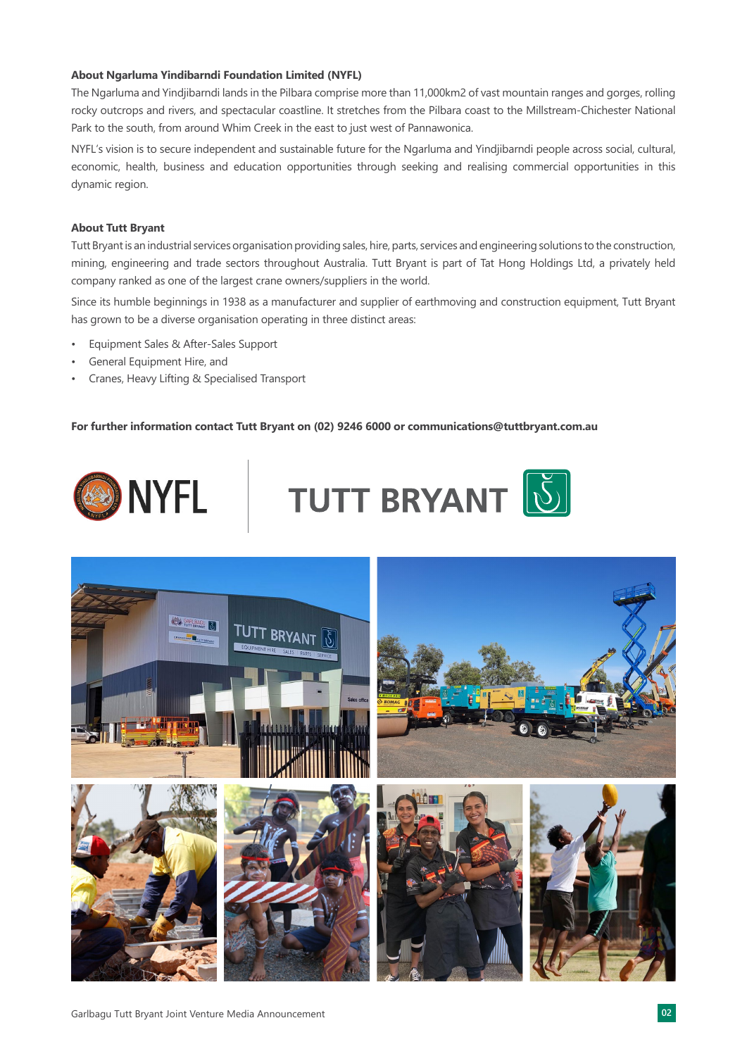**About Ngarluma Yindibarndi Foundation Limited (NYFL)**

The Ngarluma and Yindjibarndi lands in the Pilbara comprise more than 11,000km2 of vast mountain ranges and gorges, rolling rocky outcrops and rivers, and spectacular coastline. It stretches from the Pilbara coast to the Millstream-Chichester National Park to the south, from around Whim Creek in the east to just west of Pannawonica.

NYFL's vision is to secure independent and sustainable future for the Ngarluma and Yindjibarndi people across social, cultural, economic, health, business and education opportunities through seeking and realising commercial opportunities in this dynamic region.

**About Tutt Bryant**

Tutt Bryant is an industrial services organisation providing sales, hire, parts, services and engineering solutions to the construction, mining, engineering and trade sectors throughout Australia. Tutt Bryant is part of Tat Hong Holdings Ltd, a privately held company ranked as one of the largest crane owners/suppliers in the world.

Since its humble beginnings in 1938 as a manufacturer and supplier of earthmoving and construction equipment, Tutt Bryant has grown to be a diverse organisation operating in three distinct areas:

- Equipment Sales & After-Sales Support
- General Equipment Hire, and
- Cranes, Heavy Lifting & Specialised Transport

**For further information contact Tutt Bryant on (02) 9246 6000 or communications@tuttbryant.com.au**

NYFL | TUTT BRYANT